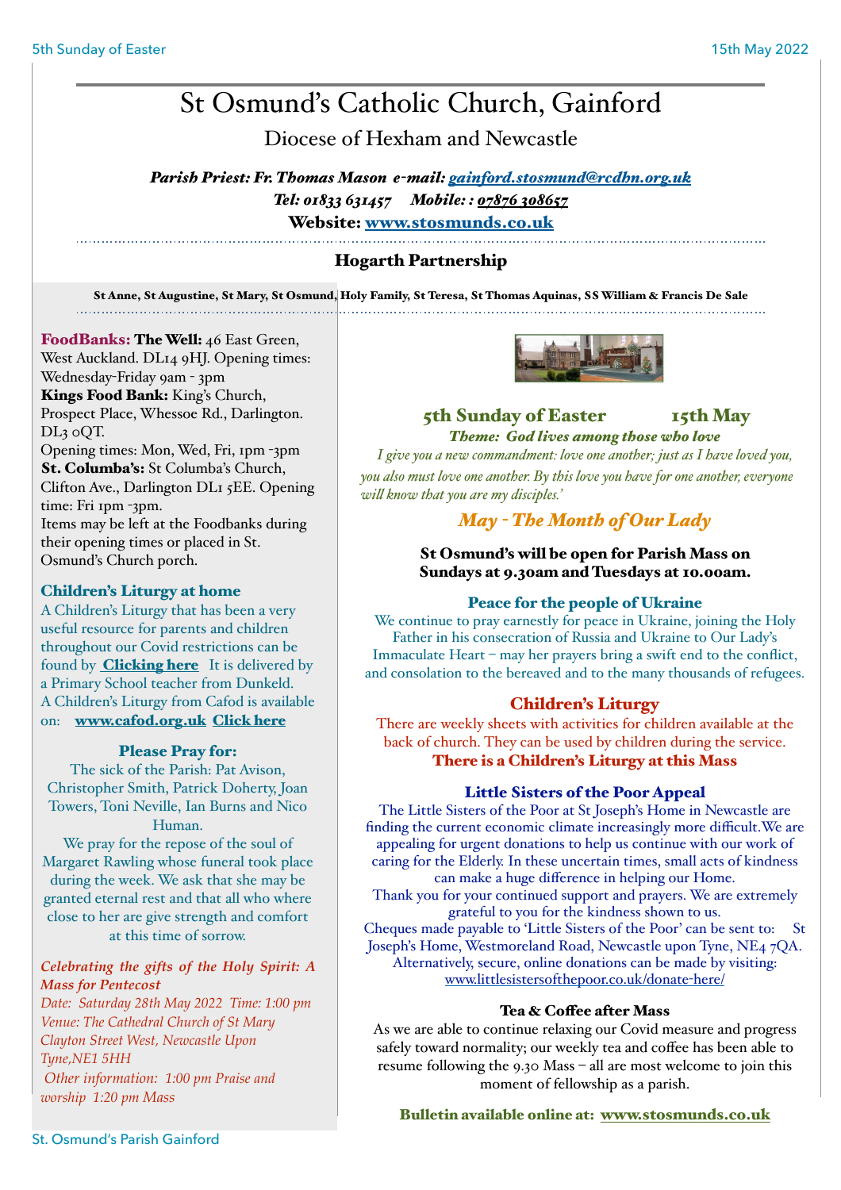# St Osmund's Catholic Church, Gainford

## Diocese of Hexham and Newcastle

***Parish Priest: Fr. Thomas Mason e-mail: gainford.stosmund@rcdhn.org.uk***
***Tel: 01833 631457 Mobile: : 07876 308657***
**Website: www.stosmunds.co.uk**

### Hogarth Partnership

**St Anne, St Augustine, St Mary, St Osmund, Holy Family, St Teresa, St Thomas Aquinas, SS William & Francis De Sale**

**FoodBanks: The Well:** 46 East Green, West Auckland. DL14 9HJ. Opening times: Wednesday-Friday 9am - 3pm
**Kings Food Bank:** King's Church, Prospect Place, Whessoe Rd., Darlington. DL3 0QT.
Opening times: Mon, Wed, Fri, 1pm -3pm
**St. Columba's:** St Columba's Church, Clifton Ave., Darlington DL1 5EE. Opening time: Fri 1pm -3pm.
Items may be left at the Foodbanks during their opening times or placed in St. Osmund's Church porch.

### Children's Liturgy at home

A Children's Liturgy that has been a very useful resource for parents and children throughout our Covid restrictions can be found by **Clicking here** It is delivered by a Primary School teacher from Dunkeld. A Children's Liturgy from Cafod is available on: **www.cafod.org.uk Click here**

### Please Pray for:

The sick of the Parish: Pat Avison, Christopher Smith, Patrick Doherty, Joan Towers, Toni Neville, Ian Burns and Nico Human.
We pray for the repose of the soul of Margaret Rawling whose funeral took place during the week. We ask that she may be granted eternal rest and that all who where close to her are give strength and comfort at this time of sorrow.

***Celebrating the gifts of the Holy Spirit: A Mass for Pentecost***
*Date: Saturday 28th May 2022 Time: 1:00 pm*
*Venue: The Cathedral Church of St Mary Clayton Street West, Newcastle Upon Tyne,NE1 5HH*
*Other information: 1:00 pm Praise and worship 1:20 pm Mass*

## 5th Sunday of Easter 15th May

***Theme: God lives among those who love***

*I give you a new commandment: love one another; just as I have loved you, you also must love one another. By this love you have for one another, everyone will know that you are my disciples.'*

## *May - The Month of Our Lady*

**St Osmund's will be open for Parish Mass on Sundays at 9.30am and Tuesdays at 10.00am.**

### Peace for the people of Ukraine

We continue to pray earnestly for peace in Ukraine, joining the Holy Father in his consecration of Russia and Ukraine to Our Lady's Immaculate Heart – may her prayers bring a swift end to the conflict, and consolation to the bereaved and to the many thousands of refugees.

### Children's Liturgy

There are weekly sheets with activities for children available at the back of church. They can be used by children during the service.
**There is a Children's Liturgy at this Mass**

### Little Sisters of the Poor Appeal

The Little Sisters of the Poor at St Joseph's Home in Newcastle are finding the current economic climate increasingly more difficult.We are appealing for urgent donations to help us continue with our work of caring for the Elderly. In these uncertain times, small acts of kindness can make a huge difference in helping our Home.
Thank you for your continued support and prayers. We are extremely grateful to you for the kindness shown to us.
Cheques made payable to 'Little Sisters of the Poor' can be sent to: St Joseph's Home, Westmoreland Road, Newcastle upon Tyne, NE4 7QA. Alternatively, secure, online donations can be made by visiting: www.littlesistersofthepoor.co.uk/donate-here/

### Tea & Coffee after Mass

As we are able to continue relaxing our Covid measure and progress safely toward normality; our weekly tea and coffee has been able to resume following the 9.30 Mass – all are most welcome to join this moment of fellowship as a parish.

**Bulletin available online at: www.stosmunds.co.uk**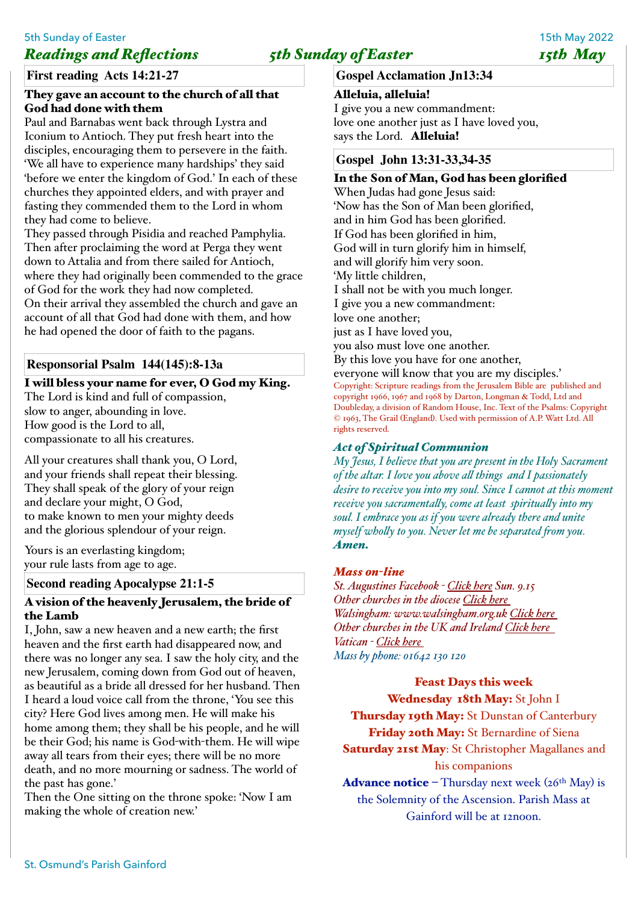## *Readings and Reflections* *5th Sunday of Easter* *15th May*

### First reading Acts 14:21-27

**They gave an account to the church of all that God had done with them**

Paul and Barnabas went back through Lystra and Iconium to Antioch. They put fresh heart into the disciples, encouraging them to persevere in the faith. 'We all have to experience many hardships' they said 'before we enter the kingdom of God.' In each of these churches they appointed elders, and with prayer and fasting they commended them to the Lord in whom they had come to believe.
They passed through Pisidia and reached Pamphylia. Then after proclaiming the word at Perga they went down to Attalia and from there sailed for Antioch, where they had originally been commended to the grace of God for the work they had now completed.
On their arrival they assembled the church and gave an account of all that God had done with them, and how he had opened the door of faith to the pagans.

### Responsorial Psalm 144(145):8-13a

**I will bless your name for ever, O God my King.**

The Lord is kind and full of compassion,
slow to anger, abounding in love.
How good is the Lord to all,
compassionate to all his creatures.

All your creatures shall thank you, O Lord,
and your friends shall repeat their blessing.
They shall speak of the glory of your reign
and declare your might, O God,
to make known to men your mighty deeds
and the glorious splendour of your reign.

Yours is an everlasting kingdom;
your rule lasts from age to age.

### Second reading Apocalypse 21:1-5

**A vision of the heavenly Jerusalem, the bride of the Lamb**

I, John, saw a new heaven and a new earth; the first heaven and the first earth had disappeared now, and there was no longer any sea. I saw the holy city, and the new Jerusalem, coming down from God out of heaven, as beautiful as a bride all dressed for her husband. Then I heard a loud voice call from the throne, 'You see this city? Here God lives among men. He will make his home among them; they shall be his people, and he will be their God; his name is God-with-them. He will wipe away all tears from their eyes; there will be no more death, and no more mourning or sadness. The world of the past has gone.'
Then the One sitting on the throne spoke: 'Now I am making the whole of creation new.'

### Gospel Acclamation Jn13:34

**Alleluia, alleluia!**
I give you a new commandment:
love one another just as I have loved you,
says the Lord. **Alleluia!**

### Gospel John 13:31-33,34-35

**In the Son of Man, God has been glorified**

When Judas had gone Jesus said:
'Now has the Son of Man been glorified,
and in him God has been glorified.
If God has been glorified in him,
God will in turn glorify him in himself,
and will glorify him very soon.
'My little children,
I shall not be with you much longer.
I give you a new commandment:
love one another;
just as I have loved you,
you also must love one another.
By this love you have for one another,
everyone will know that you are my disciples.'

Copyright: Scripture readings from the Jerusalem Bible are published and copyright 1966, 1967 and 1968 by Darton, Longman & Todd, Ltd and Doubleday, a division of Random House, Inc. Text of the Psalms: Copyright © 1963, The Grail (England). Used with permission of A.P. Watt Ltd. All rights reserved.

### *Act of Spiritual Communion*

*My Jesus, I believe that you are present in the Holy Sacrament of the altar. I love you above all things and I passionately desire to receive you into my soul. Since I cannot at this moment receive you sacramentally, come at least spiritually into my soul. I embrace you as if you were already there and unite myself wholly to you. Never let me be separated from you.* ***Amen.***

### *Mass on-line*

*St. Augustines Facebook - Click here Sun. 9.15*
*Other churches in the diocese Click here*
*Walsingham: www.walsingham.org.uk Click here*
*Other churches in the UK and Ireland Click here*
*Vatican - Click here*
*Mass by phone: 01642 130 120*

**Feast Days this week**

**Wednesday 18th May:** St John I
**Thursday 19th May:** St Dunstan of Canterbury
**Friday 20th May:** St Bernardine of Siena
**Saturday 21st May**: St Christopher Magallanes and his companions

**Advance notice** – Thursday next week (26th May) is the Solemnity of the Ascension. Parish Mass at Gainford will be at 12noon.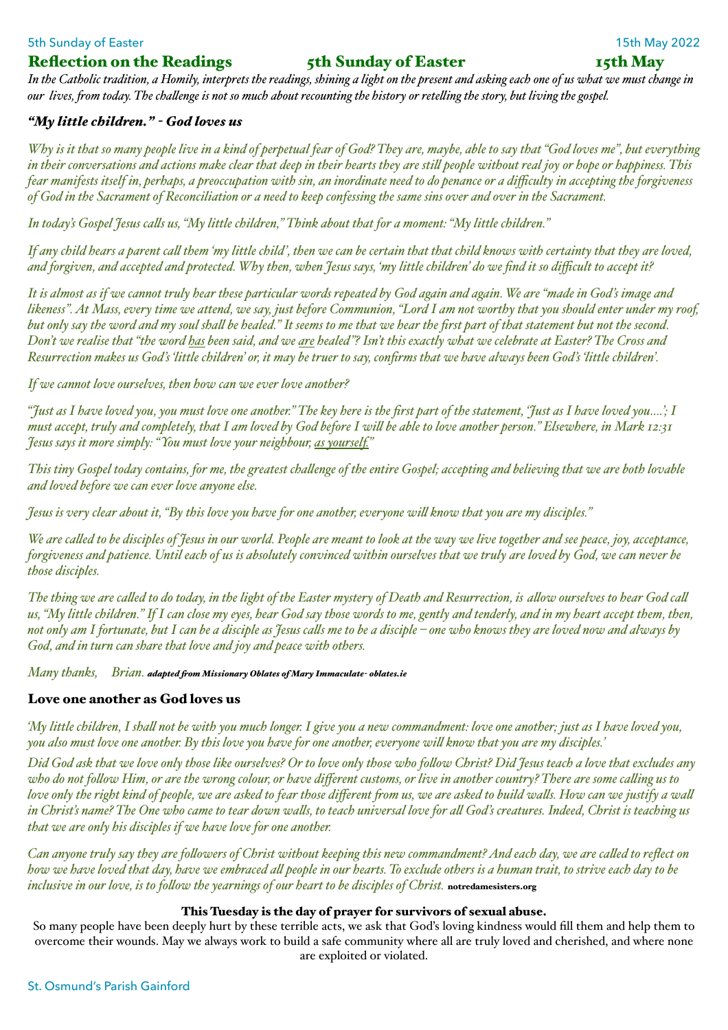## Reflection on the Readings 5th Sunday of Easter 15th May

*In the Catholic tradition, a Homily, interprets the readings, shining a light on the present and asking each one of us what we must change in our lives, from today. The challenge is not so much about recounting the history or retelling the story, but living the gospel.*

### *"My little children." - God loves us*

*Why is it that so many people live in a kind of perpetual fear of God? They are, maybe, able to say that "God loves me", but everything in their conversations and actions make clear that deep in their hearts they are still people without real joy or hope or happiness. This fear manifests itself in, perhaps, a preoccupation with sin, an inordinate need to do penance or a difficulty in accepting the forgiveness of God in the Sacrament of Reconciliation or a need to keep confessing the same sins over and over in the Sacrament.*

*In today's Gospel Jesus calls us, "My little children," Think about that for a moment: "My little children."*

*If any child hears a parent call them 'my little child', then we can be certain that that child knows with certainty that they are loved, and forgiven, and accepted and protected. Why then, when Jesus says, 'my little children' do we find it so difficult to accept it?*

*It is almost as if we cannot truly hear these particular words repeated by God again and again. We are "made in God's image and likeness". At Mass, every time we attend, we say, just before Communion, "Lord I am not worthy that you should enter under my roof, but only say the word and my soul shall be healed." It seems to me that we hear the first part of that statement but not the second. Don't we realise that "the word has been said, and we are healed"? Isn't this exactly what we celebrate at Easter? The Cross and Resurrection makes us God's 'little children' or, it may be truer to say, confirms that we have always been God's 'little children'.*

*If we cannot love ourselves, then how can we ever love another?*

*"Just as I have loved you, you must love one another." The key here is the first part of the statement, 'Just as I have loved you….'; I must accept, truly and completely, that I am loved by God before I will be able to love another person." Elsewhere, in Mark 12:31 Jesus says it more simply: "You must love your neighbour, as yourself."*

*This tiny Gospel today contains, for me, the greatest challenge of the entire Gospel; accepting and believing that we are both lovable and loved before we can ever love anyone else.*

*Jesus is very clear about it, "By this love you have for one another, everyone will know that you are my disciples."*

*We are called to be disciples of Jesus in our world. People are meant to look at the way we live together and see peace, joy, acceptance, forgiveness and patience. Until each of us is absolutely convinced within ourselves that we truly are loved by God, we can never be those disciples.*

*The thing we are called to do today, in the light of the Easter mystery of Death and Resurrection, is allow ourselves to hear God call us, "My little children." If I can close my eyes, hear God say those words to me, gently and tenderly, and in my heart accept them, then, not only am I fortunate, but I can be a disciple as Jesus calls me to be a disciple – one who knows they are loved now and always by God, and in turn can share that love and joy and peace with others.*

*Many thanks, Brian.* ***adapted from Missionary Oblates of Mary Immaculate- oblates.ie***

### Love one another as God loves us

*'My little children, I shall not be with you much longer. I give you a new commandment: love one another; just as I have loved you, you also must love one another. By this love you have for one another, everyone will know that you are my disciples.'*

*Did God ask that we love only those like ourselves? Or to love only those who follow Christ? Did Jesus teach a love that excludes any who do not follow Him, or are the wrong colour, or have different customs, or live in another country? There are some calling us to love only the right kind of people, we are asked to fear those different from us, we are asked to build walls. How can we justify a wall in Christ's name? The One who came to tear down walls, to teach universal love for all God's creatures. Indeed, Christ is teaching us that we are only his disciples if we have love for one another.*

*Can anyone truly say they are followers of Christ without keeping this new commandment? And each day, we are called to reflect on how we have loved that day, have we embraced all people in our hearts. To exclude others is a human trait, to strive each day to be inclusive in our love, is to follow the yearnings of our heart to be disciples of Christ.* **notredamesisters.org**

**This Tuesday is the day of prayer for survivors of sexual abuse.**

So many people have been deeply hurt by these terrible acts, we ask that God's loving kindness would fill them and help them to overcome their wounds. May we always work to build a safe community where all are truly loved and cherished, and where none are exploited or violated.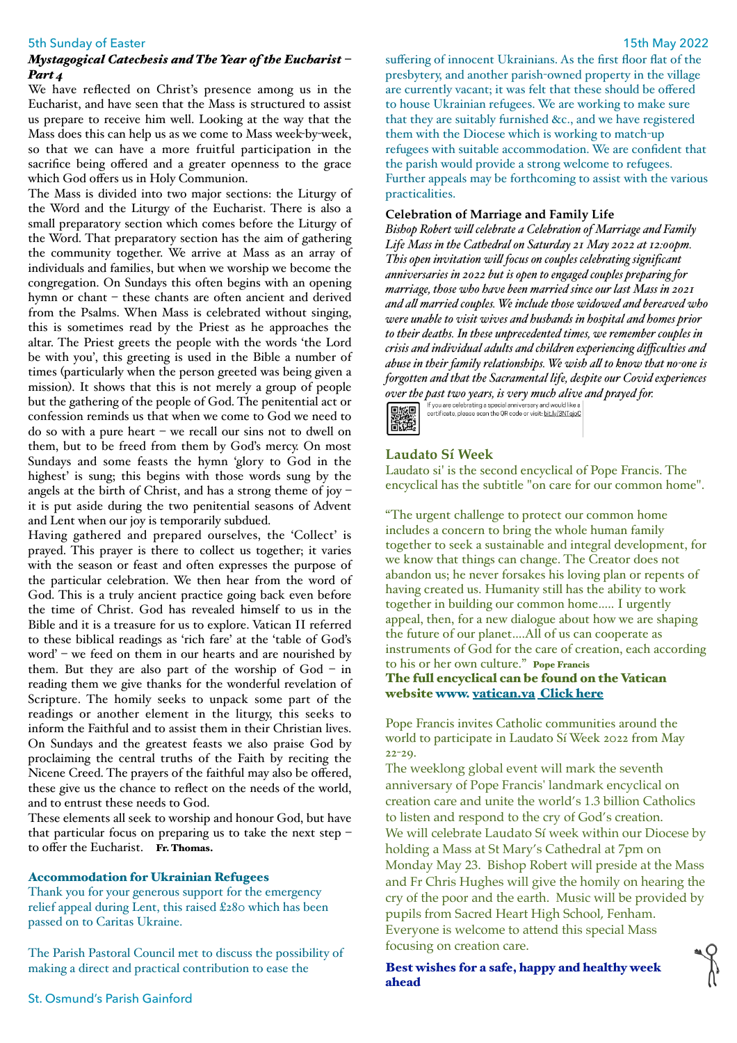### *Mystagogical Catechesis and The Year of the Eucharist – Part 4*

We have reflected on Christ's presence among us in the Eucharist, and have seen that the Mass is structured to assist us prepare to receive him well. Looking at the way that the Mass does this can help us as we come to Mass week-by-week, so that we can have a more fruitful participation in the sacrifice being offered and a greater openness to the grace which God offers us in Holy Communion.

The Mass is divided into two major sections: the Liturgy of the Word and the Liturgy of the Eucharist. There is also a small preparatory section which comes before the Liturgy of the Word. That preparatory section has the aim of gathering the community together. We arrive at Mass as an array of individuals and families, but when we worship we become the congregation. On Sundays this often begins with an opening hymn or chant – these chants are often ancient and derived from the Psalms. When Mass is celebrated without singing, this is sometimes read by the Priest as he approaches the altar. The Priest greets the people with the words 'the Lord be with you', this greeting is used in the Bible a number of times (particularly when the person greeted was being given a mission). It shows that this is not merely a group of people but the gathering of the people of God. The penitential act or confession reminds us that when we come to God we need to do so with a pure heart – we recall our sins not to dwell on them, but to be freed from them by God's mercy. On most Sundays and some feasts the hymn 'glory to God in the highest' is sung; this begins with those words sung by the angels at the birth of Christ, and has a strong theme of joy – it is put aside during the two penitential seasons of Advent and Lent when our joy is temporarily subdued.

Having gathered and prepared ourselves, the 'Collect' is prayed. This prayer is there to collect us together; it varies with the season or feast and often expresses the purpose of the particular celebration. We then hear from the word of God. This is a truly ancient practice going back even before the time of Christ. God has revealed himself to us in the Bible and it is a treasure for us to explore. Vatican II referred to these biblical readings as 'rich fare' at the 'table of God's word' – we feed on them in our hearts and are nourished by them. But they are also part of the worship of God – in reading them we give thanks for the wonderful revelation of Scripture. The homily seeks to unpack some part of the readings or another element in the liturgy, this seeks to inform the Faithful and to assist them in their Christian lives. On Sundays and the greatest feasts we also praise God by proclaiming the central truths of the Faith by reciting the Nicene Creed. The prayers of the faithful may also be offered, these give us the chance to reflect on the needs of the world, and to entrust these needs to God.

These elements all seek to worship and honour God, but have that particular focus on preparing us to take the next step – to offer the Eucharist. **Fr. Thomas.**

### Accommodation for Ukrainian Refugees

Thank you for your generous support for the emergency relief appeal during Lent, this raised £280 which has been passed on to Caritas Ukraine.

The Parish Pastoral Council met to discuss the possibility of making a direct and practical contribution to ease the suffering of innocent Ukrainians. As the first floor flat of the presbytery, and another parish-owned property in the village are currently vacant; it was felt that these should be offered to house Ukrainian refugees. We are working to make sure that they are suitably furnished &c., and we have registered them with the Diocese which is working to match-up refugees with suitable accommodation. We are confident that the parish would provide a strong welcome to refugees. Further appeals may be forthcoming to assist with the various practicalities.

### Celebration of Marriage and Family Life

*Bishop Robert will celebrate a Celebration of Marriage and Family Life Mass in the Cathedral on Saturday 21 May 2022 at 12:00pm. This open invitation will focus on couples celebrating significant anniversaries in 2022 but is open to engaged couples preparing for marriage, those who have been married since our last Mass in 2021 and all married couples. We include those widowed and bereaved who were unable to visit wives and husbands in hospital and homes prior to their deaths. In these unprecedented times, we remember couples in crisis and individual adults and children experiencing difficulties and abuse in their family relationships. We wish all to know that no-one is forgotten and that the Sacramental life, despite our Covid experiences over the past two years, is very much alive and prayed for.*

If you are celebrating a special anniversary and would like a certificate, please scan the QR code or visit: bit.ly/3NTqjoC

### Laudato Sí Week

Laudato si' is the second encyclical of Pope Francis. The encyclical has the subtitle "on care for our common home".

"The urgent challenge to protect our common home includes a concern to bring the whole human family together to seek a sustainable and integral development, for we know that things can change. The Creator does not abandon us; he never forsakes his loving plan or repents of having created us. Humanity still has the ability to work together in building our common home..... I urgently appeal, then, for a new dialogue about how we are shaping the future of our planet....All of us can cooperate as instruments of God for the care of creation, each according to his or her own culture." **Pope Francis**

**The full encyclical can be found on the Vatican website www. vatican.va Click here**

Pope Francis invites Catholic communities around the world to participate in Laudato Sí Week 2022 from May 22-29.

The weeklong global event will mark the seventh anniversary of Pope Francis' landmark encyclical on creation care and unite the world's 1.3 billion Catholics to listen and respond to the cry of God's creation.

We will celebrate Laudato Sí week within our Diocese by holding a Mass at St Mary's Cathedral at 7pm on Monday May 23. Bishop Robert will preside at the Mass and Fr Chris Hughes will give the homily on hearing the cry of the poor and the earth. Music will be provided by pupils from Sacred Heart High School, Fenham.

Everyone is welcome to attend this special Mass focusing on creation care.

**Best wishes for a safe, happy and healthy week ahead**